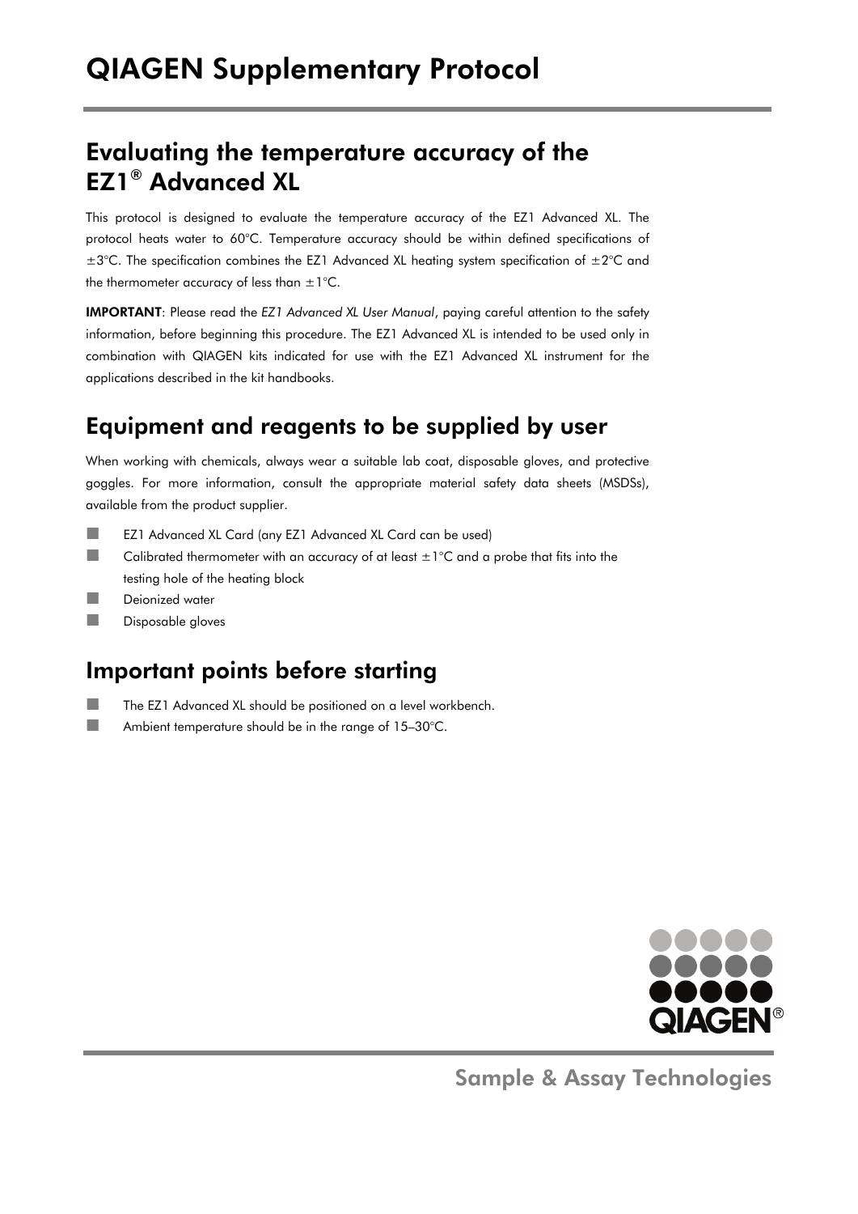# QIAGEN Supplementary Protocol

## Evaluating the temperature accuracy of the EZ1® Advanced XL

This protocol is designed to evaluate the temperature accuracy of the EZ1 Advanced XL. The protocol heats water to 60°C. Temperature accuracy should be within defined specifications of ±3°C. The specification combines the EZ1 Advanced XL heating system specification of ±2°C and the thermometer accuracy of less than ±1°C.

**IMPORTANT**: Please read the *EZ1 Advanced XL User Manual*, paying careful attention to the safety information, before beginning this procedure. The EZ1 Advanced XL is intended to be used only in combination with QIAGEN kits indicated for use with the EZ1 Advanced XL instrument for the applications described in the kit handbooks.

## Equipment and reagents to be supplied by user

When working with chemicals, always wear a suitable lab coat, disposable gloves, and protective goggles. For more information, consult the appropriate material safety data sheets (MSDSs), available from the product supplier.

- EZ1 Advanced XL Card (any EZ1 Advanced XL Card can be used)
- Calibrated thermometer with an accuracy of at least ±1°C and a probe that fits into the testing hole of the heating block
- Deionized water
- Disposable gloves

## Important points before starting

- The EZ1 Advanced XL should be positioned on a level workbench.
- Ambient temperature should be in the range of 15–30°C.

Sample & Assay Technologies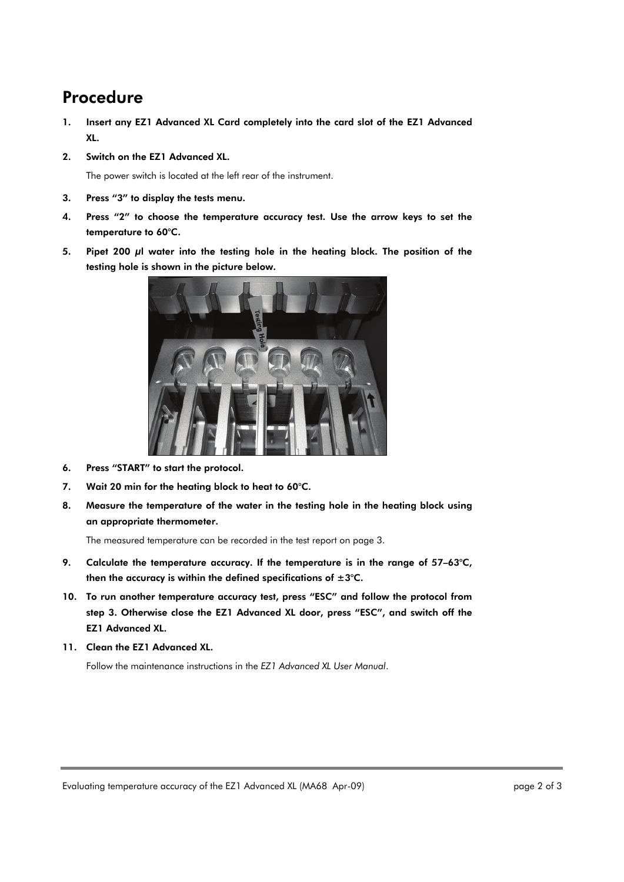## Procedure

1. **Insert any EZ1 Advanced XL Card completely into the card slot of the EZ1 Advanced XL.**
2. **Switch on the EZ1 Advanced XL.**

   The power switch is located at the left rear of the instrument.
3. **Press “3” to display the tests menu.**
4. **Press “2” to choose the temperature accuracy test. Use the arrow keys to set the temperature to 60°C.**
5. **Pipet 200 µl water into the testing hole in the heating block. The position of the testing hole is shown in the picture below.**
6. **Press “START” to start the protocol.**
7. **Wait 20 min for the heating block to heat to 60°C.**
8. **Measure the temperature of the water in the testing hole in the heating block using an appropriate thermometer.**

   The measured temperature can be recorded in the test report on page 3.
9. **Calculate the temperature accuracy. If the temperature is in the range of 57–63°C, then the accuracy is within the defined specifications of ±3°C.**
10. **To run another temperature accuracy test, press “ESC” and follow the protocol from step 3. Otherwise close the EZ1 Advanced XL door, press “ESC”, and switch off the EZ1 Advanced XL.**
11. **Clean the EZ1 Advanced XL.**

    Follow the maintenance instructions in the *EZ1 Advanced XL User Manual*.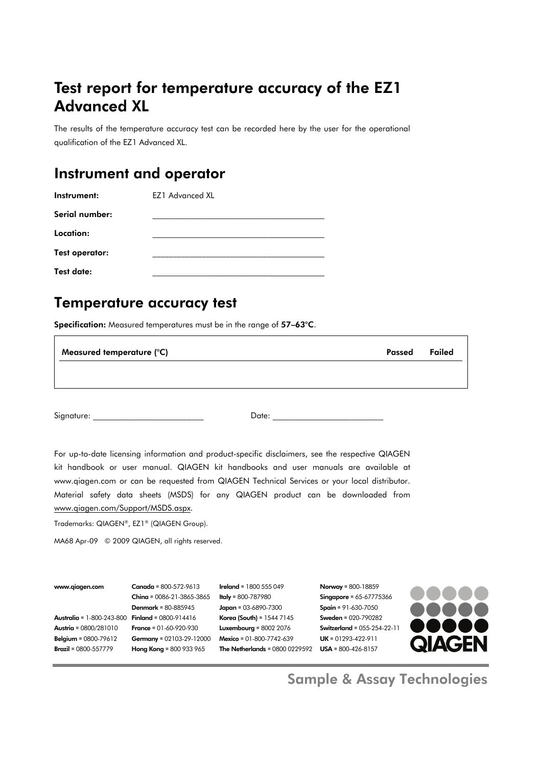# Test report for temperature accuracy of the EZ1 Advanced XL

The results of the temperature accuracy test can be recorded here by the user for the operational qualification of the EZ1 Advanced XL.

# Instrument and operator

**Instrument:** EZ1 Advanced XL

**Serial number:** ______________________________

**Location:** ______________________________

**Test operator:** ______________________________

**Test date:** ______________________________

# Temperature accuracy test

**Specification:** Measured temperatures must be in the range of **57–63°C**.

| Measured temperature (°C) | Passed | Failed |
|---|---|---|
| | | |

Signature: ____________________ Date: ____________________

For up-to-date licensing information and product-specific disclaimers, see the respective QIAGEN kit handbook or user manual. QIAGEN kit handbooks and user manuals are available at www.qiagen.com or can be requested from QIAGEN Technical Services or your local distributor. Material safety data sheets (MSDS) for any QIAGEN product can be downloaded from www.qiagen.com/Support/MSDS.aspx.

Trademarks: QIAGEN®, EZ1® (QIAGEN Group).

MA68 Apr-09 © 2009 QIAGEN, all rights reserved.

www.qiagen.com

**Australia** ▪ 1-800-243-800
**Austria** ▪ 0800/281010
**Belgium** ▪ 0800-79612
**Brazil** ▪ 0800-557779
**Canada** ▪ 800-572-9613
**China** ▪ 0086-21-3865-3865
**Denmark** ▪ 80-885945
**Finland** ▪ 0800-914416
**France** ▪ 01-60-920-930
**Germany** ▪ 02103-29-12000
**Hong Kong** ▪ 800 933 965
**Ireland** ▪ 1800 555 049
**Italy** ▪ 800-787980
**Japan** ▪ 03-6890-7300
**Korea (South)** ▪ 1544 7145
**Luxembourg** ▪ 8002 2076
**Mexico** ▪ 01-800-7742-639
**The Netherlands** ▪ 0800 0229592
**Norway** ▪ 800-18859
**Singapore** ▪ 65-67775366
**Spain** ▪ 91-630-7050
**Sweden** ▪ 020-790282
**Switzerland** ▪ 055-254-22-11
**UK** ▪ 01293-422-911
**USA** ▪ 800-426-8157

QIAGEN

Sample & Assay Technologies